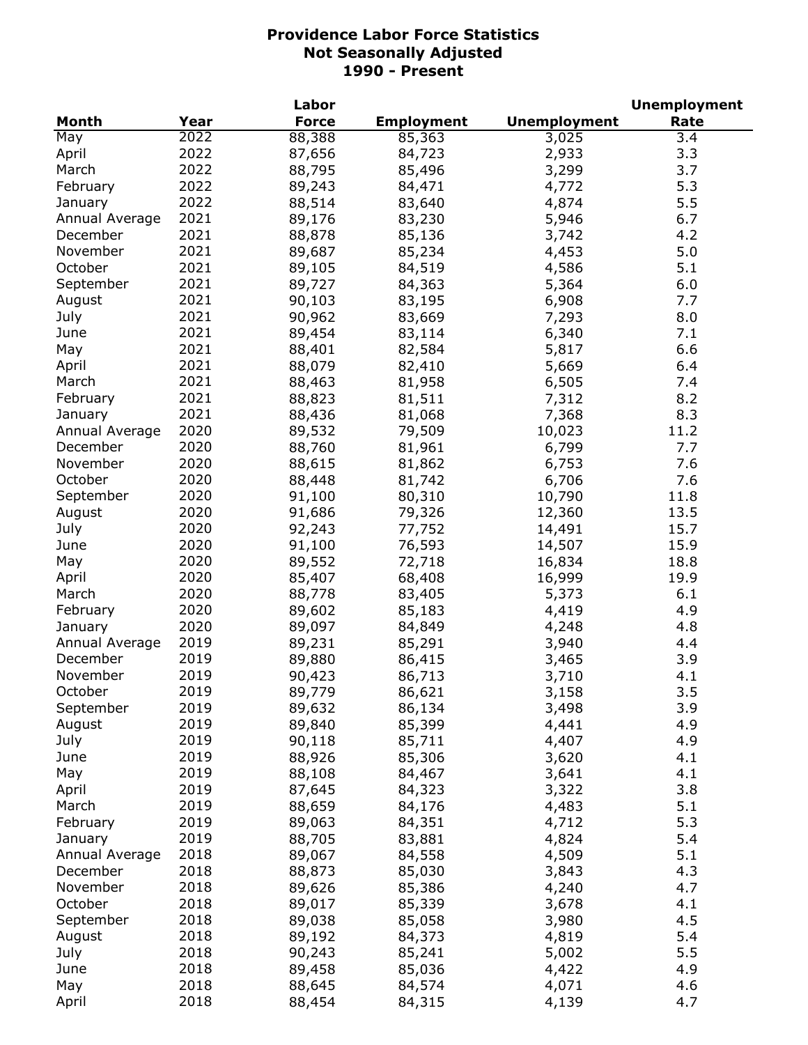# Providence Labor Force Statistics
## Not Seasonally Adjusted
## 1990 - Present

| Month | Year | Labor Force | Employment | Unemployment | Unemployment Rate |
|---|---|---|---|---|---|
| May | 2022 | 88,388 | 85,363 | 3,025 | 3.4 |
| April | 2022 | 87,656 | 84,723 | 2,933 | 3.3 |
| March | 2022 | 88,795 | 85,496 | 3,299 | 3.7 |
| February | 2022 | 89,243 | 84,471 | 4,772 | 5.3 |
| January | 2022 | 88,514 | 83,640 | 4,874 | 5.5 |
| Annual Average | 2021 | 89,176 | 83,230 | 5,946 | 6.7 |
| December | 2021 | 88,878 | 85,136 | 3,742 | 4.2 |
| November | 2021 | 89,687 | 85,234 | 4,453 | 5.0 |
| October | 2021 | 89,105 | 84,519 | 4,586 | 5.1 |
| September | 2021 | 89,727 | 84,363 | 5,364 | 6.0 |
| August | 2021 | 90,103 | 83,195 | 6,908 | 7.7 |
| July | 2021 | 90,962 | 83,669 | 7,293 | 8.0 |
| June | 2021 | 89,454 | 83,114 | 6,340 | 7.1 |
| May | 2021 | 88,401 | 82,584 | 5,817 | 6.6 |
| April | 2021 | 88,079 | 82,410 | 5,669 | 6.4 |
| March | 2021 | 88,463 | 81,958 | 6,505 | 7.4 |
| February | 2021 | 88,823 | 81,511 | 7,312 | 8.2 |
| January | 2021 | 88,436 | 81,068 | 7,368 | 8.3 |
| Annual Average | 2020 | 89,532 | 79,509 | 10,023 | 11.2 |
| December | 2020 | 88,760 | 81,961 | 6,799 | 7.7 |
| November | 2020 | 88,615 | 81,862 | 6,753 | 7.6 |
| October | 2020 | 88,448 | 81,742 | 6,706 | 7.6 |
| September | 2020 | 91,100 | 80,310 | 10,790 | 11.8 |
| August | 2020 | 91,686 | 79,326 | 12,360 | 13.5 |
| July | 2020 | 92,243 | 77,752 | 14,491 | 15.7 |
| June | 2020 | 91,100 | 76,593 | 14,507 | 15.9 |
| May | 2020 | 89,552 | 72,718 | 16,834 | 18.8 |
| April | 2020 | 85,407 | 68,408 | 16,999 | 19.9 |
| March | 2020 | 88,778 | 83,405 | 5,373 | 6.1 |
| February | 2020 | 89,602 | 85,183 | 4,419 | 4.9 |
| January | 2020 | 89,097 | 84,849 | 4,248 | 4.8 |
| Annual Average | 2019 | 89,231 | 85,291 | 3,940 | 4.4 |
| December | 2019 | 89,880 | 86,415 | 3,465 | 3.9 |
| November | 2019 | 90,423 | 86,713 | 3,710 | 4.1 |
| October | 2019 | 89,779 | 86,621 | 3,158 | 3.5 |
| September | 2019 | 89,632 | 86,134 | 3,498 | 3.9 |
| August | 2019 | 89,840 | 85,399 | 4,441 | 4.9 |
| July | 2019 | 90,118 | 85,711 | 4,407 | 4.9 |
| June | 2019 | 88,926 | 85,306 | 3,620 | 4.1 |
| May | 2019 | 88,108 | 84,467 | 3,641 | 4.1 |
| April | 2019 | 87,645 | 84,323 | 3,322 | 3.8 |
| March | 2019 | 88,659 | 84,176 | 4,483 | 5.1 |
| February | 2019 | 89,063 | 84,351 | 4,712 | 5.3 |
| January | 2019 | 88,705 | 83,881 | 4,824 | 5.4 |
| Annual Average | 2018 | 89,067 | 84,558 | 4,509 | 5.1 |
| December | 2018 | 88,873 | 85,030 | 3,843 | 4.3 |
| November | 2018 | 89,626 | 85,386 | 4,240 | 4.7 |
| October | 2018 | 89,017 | 85,339 | 3,678 | 4.1 |
| September | 2018 | 89,038 | 85,058 | 3,980 | 4.5 |
| August | 2018 | 89,192 | 84,373 | 4,819 | 5.4 |
| July | 2018 | 90,243 | 85,241 | 5,002 | 5.5 |
| June | 2018 | 89,458 | 85,036 | 4,422 | 4.9 |
| May | 2018 | 88,645 | 84,574 | 4,071 | 4.6 |
| April | 2018 | 88,454 | 84,315 | 4,139 | 4.7 |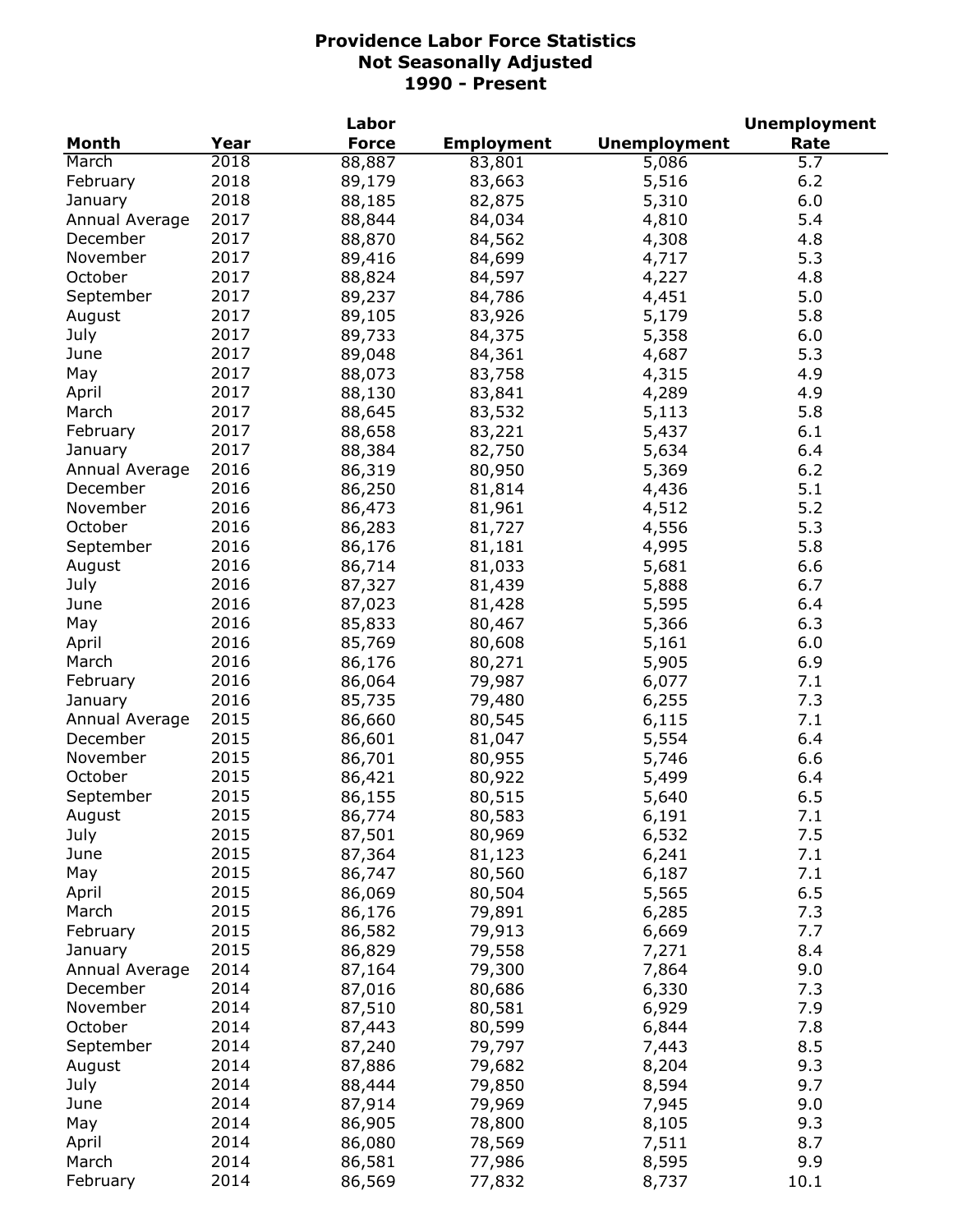# Providence Labor Force Statistics
## Not Seasonally Adjusted
## 1990 - Present

| Month | Year | Labor Force | Employment | Unemployment | Unemployment Rate |
|---|---|---|---|---|---|
| March | 2018 | 88,887 | 83,801 | 5,086 | 5.7 |
| February | 2018 | 89,179 | 83,663 | 5,516 | 6.2 |
| January | 2018 | 88,185 | 82,875 | 5,310 | 6.0 |
| Annual Average | 2017 | 88,844 | 84,034 | 4,810 | 5.4 |
| December | 2017 | 88,870 | 84,562 | 4,308 | 4.8 |
| November | 2017 | 89,416 | 84,699 | 4,717 | 5.3 |
| October | 2017 | 88,824 | 84,597 | 4,227 | 4.8 |
| September | 2017 | 89,237 | 84,786 | 4,451 | 5.0 |
| August | 2017 | 89,105 | 83,926 | 5,179 | 5.8 |
| July | 2017 | 89,733 | 84,375 | 5,358 | 6.0 |
| June | 2017 | 89,048 | 84,361 | 4,687 | 5.3 |
| May | 2017 | 88,073 | 83,758 | 4,315 | 4.9 |
| April | 2017 | 88,130 | 83,841 | 4,289 | 4.9 |
| March | 2017 | 88,645 | 83,532 | 5,113 | 5.8 |
| February | 2017 | 88,658 | 83,221 | 5,437 | 6.1 |
| January | 2017 | 88,384 | 82,750 | 5,634 | 6.4 |
| Annual Average | 2016 | 86,319 | 80,950 | 5,369 | 6.2 |
| December | 2016 | 86,250 | 81,814 | 4,436 | 5.1 |
| November | 2016 | 86,473 | 81,961 | 4,512 | 5.2 |
| October | 2016 | 86,283 | 81,727 | 4,556 | 5.3 |
| September | 2016 | 86,176 | 81,181 | 4,995 | 5.8 |
| August | 2016 | 86,714 | 81,033 | 5,681 | 6.6 |
| July | 2016 | 87,327 | 81,439 | 5,888 | 6.7 |
| June | 2016 | 87,023 | 81,428 | 5,595 | 6.4 |
| May | 2016 | 85,833 | 80,467 | 5,366 | 6.3 |
| April | 2016 | 85,769 | 80,608 | 5,161 | 6.0 |
| March | 2016 | 86,176 | 80,271 | 5,905 | 6.9 |
| February | 2016 | 86,064 | 79,987 | 6,077 | 7.1 |
| January | 2016 | 85,735 | 79,480 | 6,255 | 7.3 |
| Annual Average | 2015 | 86,660 | 80,545 | 6,115 | 7.1 |
| December | 2015 | 86,601 | 81,047 | 5,554 | 6.4 |
| November | 2015 | 86,701 | 80,955 | 5,746 | 6.6 |
| October | 2015 | 86,421 | 80,922 | 5,499 | 6.4 |
| September | 2015 | 86,155 | 80,515 | 5,640 | 6.5 |
| August | 2015 | 86,774 | 80,583 | 6,191 | 7.1 |
| July | 2015 | 87,501 | 80,969 | 6,532 | 7.5 |
| June | 2015 | 87,364 | 81,123 | 6,241 | 7.1 |
| May | 2015 | 86,747 | 80,560 | 6,187 | 7.1 |
| April | 2015 | 86,069 | 80,504 | 5,565 | 6.5 |
| March | 2015 | 86,176 | 79,891 | 6,285 | 7.3 |
| February | 2015 | 86,582 | 79,913 | 6,669 | 7.7 |
| January | 2015 | 86,829 | 79,558 | 7,271 | 8.4 |
| Annual Average | 2014 | 87,164 | 79,300 | 7,864 | 9.0 |
| December | 2014 | 87,016 | 80,686 | 6,330 | 7.3 |
| November | 2014 | 87,510 | 80,581 | 6,929 | 7.9 |
| October | 2014 | 87,443 | 80,599 | 6,844 | 7.8 |
| September | 2014 | 87,240 | 79,797 | 7,443 | 8.5 |
| August | 2014 | 87,886 | 79,682 | 8,204 | 9.3 |
| July | 2014 | 88,444 | 79,850 | 8,594 | 9.7 |
| June | 2014 | 87,914 | 79,969 | 7,945 | 9.0 |
| May | 2014 | 86,905 | 78,800 | 8,105 | 9.3 |
| April | 2014 | 86,080 | 78,569 | 7,511 | 8.7 |
| March | 2014 | 86,581 | 77,986 | 8,595 | 9.9 |
| February | 2014 | 86,569 | 77,832 | 8,737 | 10.1 |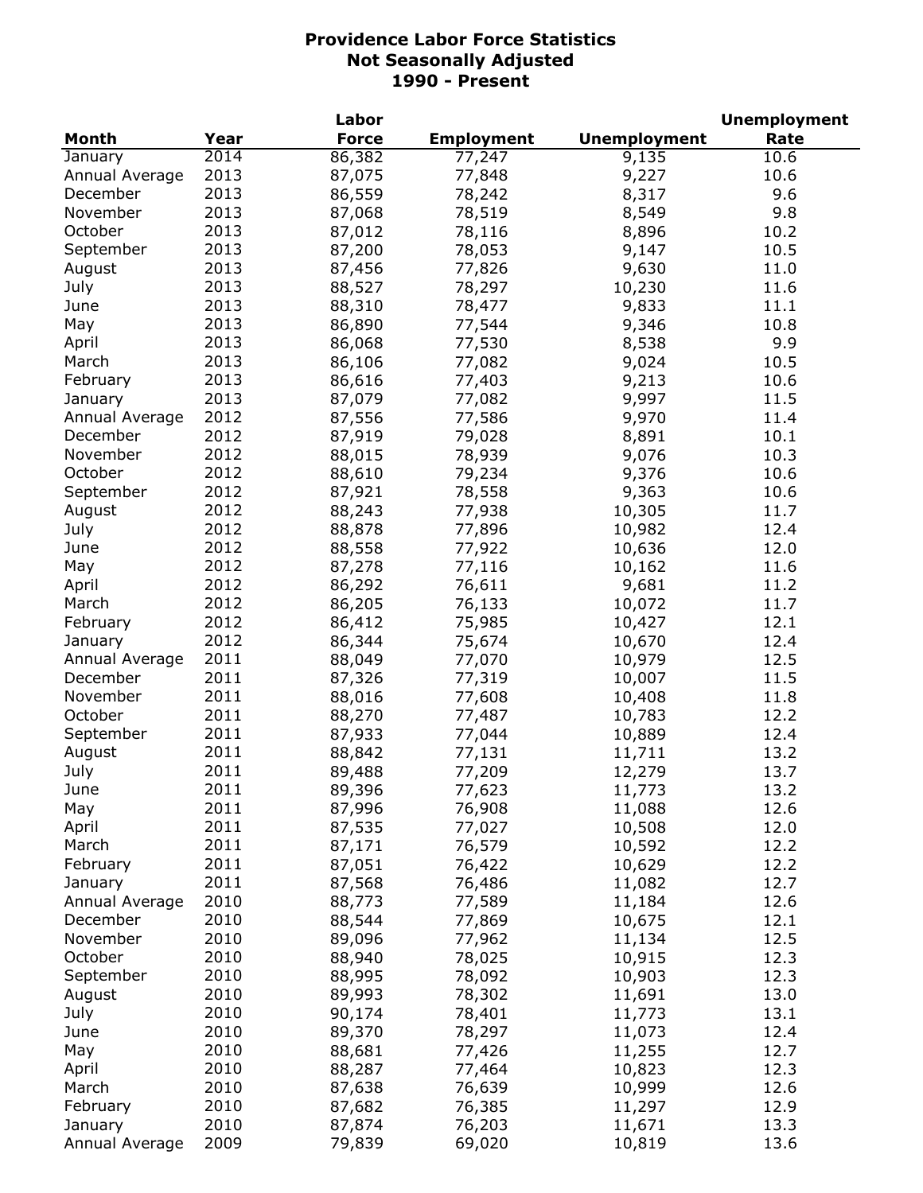# Providence Labor Force Statistics
## Not Seasonally Adjusted
## 1990 - Present

| Month | Year | Labor Force | Employment | Unemployment | Unemployment Rate |
|---|---|---|---|---|---|
| January | 2014 | 86,382 | 77,247 | 9,135 | 10.6 |
| Annual Average | 2013 | 87,075 | 77,848 | 9,227 | 10.6 |
| December | 2013 | 86,559 | 78,242 | 8,317 | 9.6 |
| November | 2013 | 87,068 | 78,519 | 8,549 | 9.8 |
| October | 2013 | 87,012 | 78,116 | 8,896 | 10.2 |
| September | 2013 | 87,200 | 78,053 | 9,147 | 10.5 |
| August | 2013 | 87,456 | 77,826 | 9,630 | 11.0 |
| July | 2013 | 88,527 | 78,297 | 10,230 | 11.6 |
| June | 2013 | 88,310 | 78,477 | 9,833 | 11.1 |
| May | 2013 | 86,890 | 77,544 | 9,346 | 10.8 |
| April | 2013 | 86,068 | 77,530 | 8,538 | 9.9 |
| March | 2013 | 86,106 | 77,082 | 9,024 | 10.5 |
| February | 2013 | 86,616 | 77,403 | 9,213 | 10.6 |
| January | 2013 | 87,079 | 77,082 | 9,997 | 11.5 |
| Annual Average | 2012 | 87,556 | 77,586 | 9,970 | 11.4 |
| December | 2012 | 87,919 | 79,028 | 8,891 | 10.1 |
| November | 2012 | 88,015 | 78,939 | 9,076 | 10.3 |
| October | 2012 | 88,610 | 79,234 | 9,376 | 10.6 |
| September | 2012 | 87,921 | 78,558 | 9,363 | 10.6 |
| August | 2012 | 88,243 | 77,938 | 10,305 | 11.7 |
| July | 2012 | 88,878 | 77,896 | 10,982 | 12.4 |
| June | 2012 | 88,558 | 77,922 | 10,636 | 12.0 |
| May | 2012 | 87,278 | 77,116 | 10,162 | 11.6 |
| April | 2012 | 86,292 | 76,611 | 9,681 | 11.2 |
| March | 2012 | 86,205 | 76,133 | 10,072 | 11.7 |
| February | 2012 | 86,412 | 75,985 | 10,427 | 12.1 |
| January | 2012 | 86,344 | 75,674 | 10,670 | 12.4 |
| Annual Average | 2011 | 88,049 | 77,070 | 10,979 | 12.5 |
| December | 2011 | 87,326 | 77,319 | 10,007 | 11.5 |
| November | 2011 | 88,016 | 77,608 | 10,408 | 11.8 |
| October | 2011 | 88,270 | 77,487 | 10,783 | 12.2 |
| September | 2011 | 87,933 | 77,044 | 10,889 | 12.4 |
| August | 2011 | 88,842 | 77,131 | 11,711 | 13.2 |
| July | 2011 | 89,488 | 77,209 | 12,279 | 13.7 |
| June | 2011 | 89,396 | 77,623 | 11,773 | 13.2 |
| May | 2011 | 87,996 | 76,908 | 11,088 | 12.6 |
| April | 2011 | 87,535 | 77,027 | 10,508 | 12.0 |
| March | 2011 | 87,171 | 76,579 | 10,592 | 12.2 |
| February | 2011 | 87,051 | 76,422 | 10,629 | 12.2 |
| January | 2011 | 87,568 | 76,486 | 11,082 | 12.7 |
| Annual Average | 2010 | 88,773 | 77,589 | 11,184 | 12.6 |
| December | 2010 | 88,544 | 77,869 | 10,675 | 12.1 |
| November | 2010 | 89,096 | 77,962 | 11,134 | 12.5 |
| October | 2010 | 88,940 | 78,025 | 10,915 | 12.3 |
| September | 2010 | 88,995 | 78,092 | 10,903 | 12.3 |
| August | 2010 | 89,993 | 78,302 | 11,691 | 13.0 |
| July | 2010 | 90,174 | 78,401 | 11,773 | 13.1 |
| June | 2010 | 89,370 | 78,297 | 11,073 | 12.4 |
| May | 2010 | 88,681 | 77,426 | 11,255 | 12.7 |
| April | 2010 | 88,287 | 77,464 | 10,823 | 12.3 |
| March | 2010 | 87,638 | 76,639 | 10,999 | 12.6 |
| February | 2010 | 87,682 | 76,385 | 11,297 | 12.9 |
| January | 2010 | 87,874 | 76,203 | 11,671 | 13.3 |
| Annual Average | 2009 | 79,839 | 69,020 | 10,819 | 13.6 |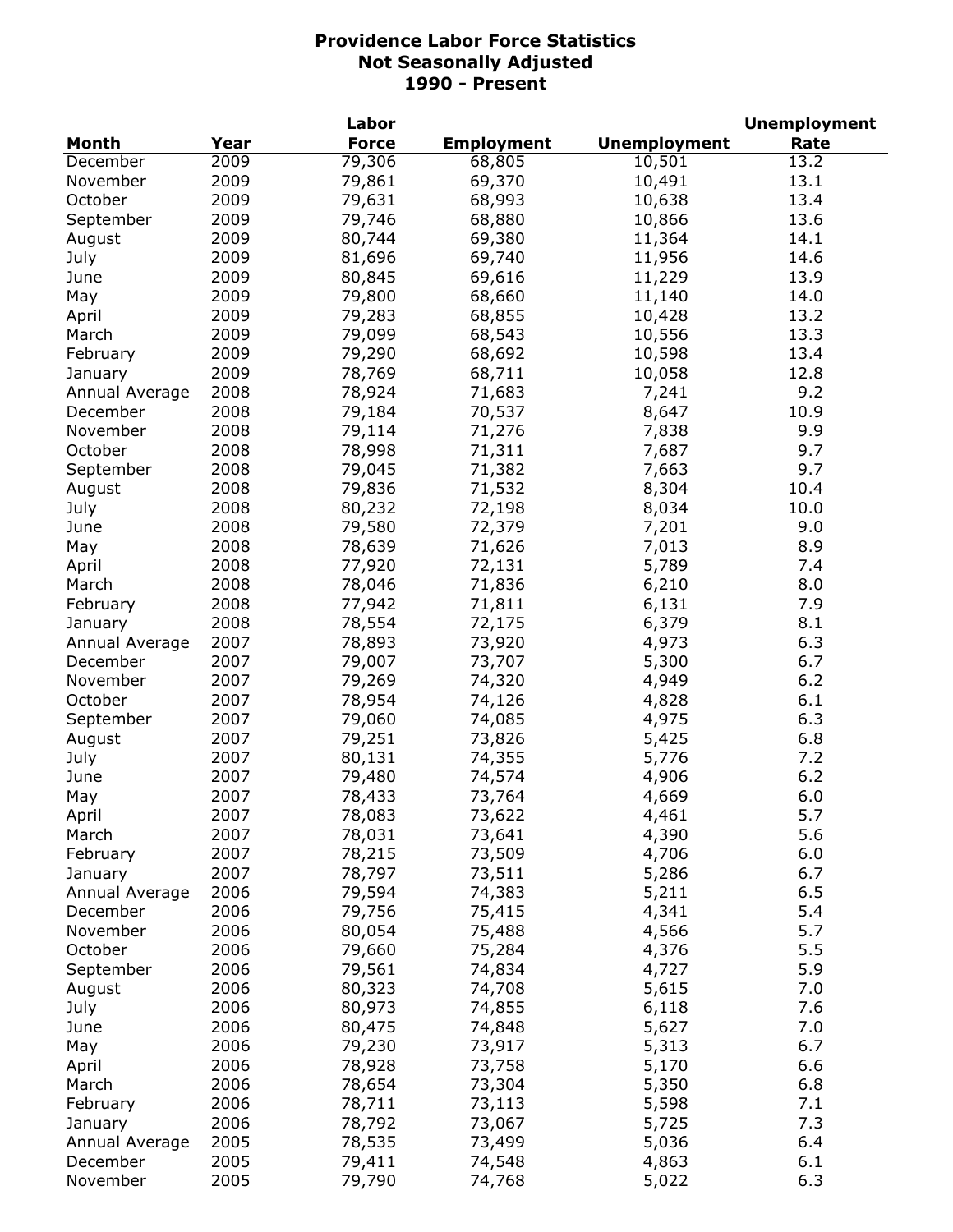# Providence Labor Force Statistics
## Not Seasonally Adjusted
## 1990 - Present

| Month | Year | Labor Force | Employment | Unemployment | Unemployment Rate |
|---|---|---|---|---|---|
| December | 2009 | 79,306 | 68,805 | 10,501 | 13.2 |
| November | 2009 | 79,861 | 69,370 | 10,491 | 13.1 |
| October | 2009 | 79,631 | 68,993 | 10,638 | 13.4 |
| September | 2009 | 79,746 | 68,880 | 10,866 | 13.6 |
| August | 2009 | 80,744 | 69,380 | 11,364 | 14.1 |
| July | 2009 | 81,696 | 69,740 | 11,956 | 14.6 |
| June | 2009 | 80,845 | 69,616 | 11,229 | 13.9 |
| May | 2009 | 79,800 | 68,660 | 11,140 | 14.0 |
| April | 2009 | 79,283 | 68,855 | 10,428 | 13.2 |
| March | 2009 | 79,099 | 68,543 | 10,556 | 13.3 |
| February | 2009 | 79,290 | 68,692 | 10,598 | 13.4 |
| January | 2009 | 78,769 | 68,711 | 10,058 | 12.8 |
| Annual Average | 2008 | 78,924 | 71,683 | 7,241 | 9.2 |
| December | 2008 | 79,184 | 70,537 | 8,647 | 10.9 |
| November | 2008 | 79,114 | 71,276 | 7,838 | 9.9 |
| October | 2008 | 78,998 | 71,311 | 7,687 | 9.7 |
| September | 2008 | 79,045 | 71,382 | 7,663 | 9.7 |
| August | 2008 | 79,836 | 71,532 | 8,304 | 10.4 |
| July | 2008 | 80,232 | 72,198 | 8,034 | 10.0 |
| June | 2008 | 79,580 | 72,379 | 7,201 | 9.0 |
| May | 2008 | 78,639 | 71,626 | 7,013 | 8.9 |
| April | 2008 | 77,920 | 72,131 | 5,789 | 7.4 |
| March | 2008 | 78,046 | 71,836 | 6,210 | 8.0 |
| February | 2008 | 77,942 | 71,811 | 6,131 | 7.9 |
| January | 2008 | 78,554 | 72,175 | 6,379 | 8.1 |
| Annual Average | 2007 | 78,893 | 73,920 | 4,973 | 6.3 |
| December | 2007 | 79,007 | 73,707 | 5,300 | 6.7 |
| November | 2007 | 79,269 | 74,320 | 4,949 | 6.2 |
| October | 2007 | 78,954 | 74,126 | 4,828 | 6.1 |
| September | 2007 | 79,060 | 74,085 | 4,975 | 6.3 |
| August | 2007 | 79,251 | 73,826 | 5,425 | 6.8 |
| July | 2007 | 80,131 | 74,355 | 5,776 | 7.2 |
| June | 2007 | 79,480 | 74,574 | 4,906 | 6.2 |
| May | 2007 | 78,433 | 73,764 | 4,669 | 6.0 |
| April | 2007 | 78,083 | 73,622 | 4,461 | 5.7 |
| March | 2007 | 78,031 | 73,641 | 4,390 | 5.6 |
| February | 2007 | 78,215 | 73,509 | 4,706 | 6.0 |
| January | 2007 | 78,797 | 73,511 | 5,286 | 6.7 |
| Annual Average | 2006 | 79,594 | 74,383 | 5,211 | 6.5 |
| December | 2006 | 79,756 | 75,415 | 4,341 | 5.4 |
| November | 2006 | 80,054 | 75,488 | 4,566 | 5.7 |
| October | 2006 | 79,660 | 75,284 | 4,376 | 5.5 |
| September | 2006 | 79,561 | 74,834 | 4,727 | 5.9 |
| August | 2006 | 80,323 | 74,708 | 5,615 | 7.0 |
| July | 2006 | 80,973 | 74,855 | 6,118 | 7.6 |
| June | 2006 | 80,475 | 74,848 | 5,627 | 7.0 |
| May | 2006 | 79,230 | 73,917 | 5,313 | 6.7 |
| April | 2006 | 78,928 | 73,758 | 5,170 | 6.6 |
| March | 2006 | 78,654 | 73,304 | 5,350 | 6.8 |
| February | 2006 | 78,711 | 73,113 | 5,598 | 7.1 |
| January | 2006 | 78,792 | 73,067 | 5,725 | 7.3 |
| Annual Average | 2005 | 78,535 | 73,499 | 5,036 | 6.4 |
| December | 2005 | 79,411 | 74,548 | 4,863 | 6.1 |
| November | 2005 | 79,790 | 74,768 | 5,022 | 6.3 |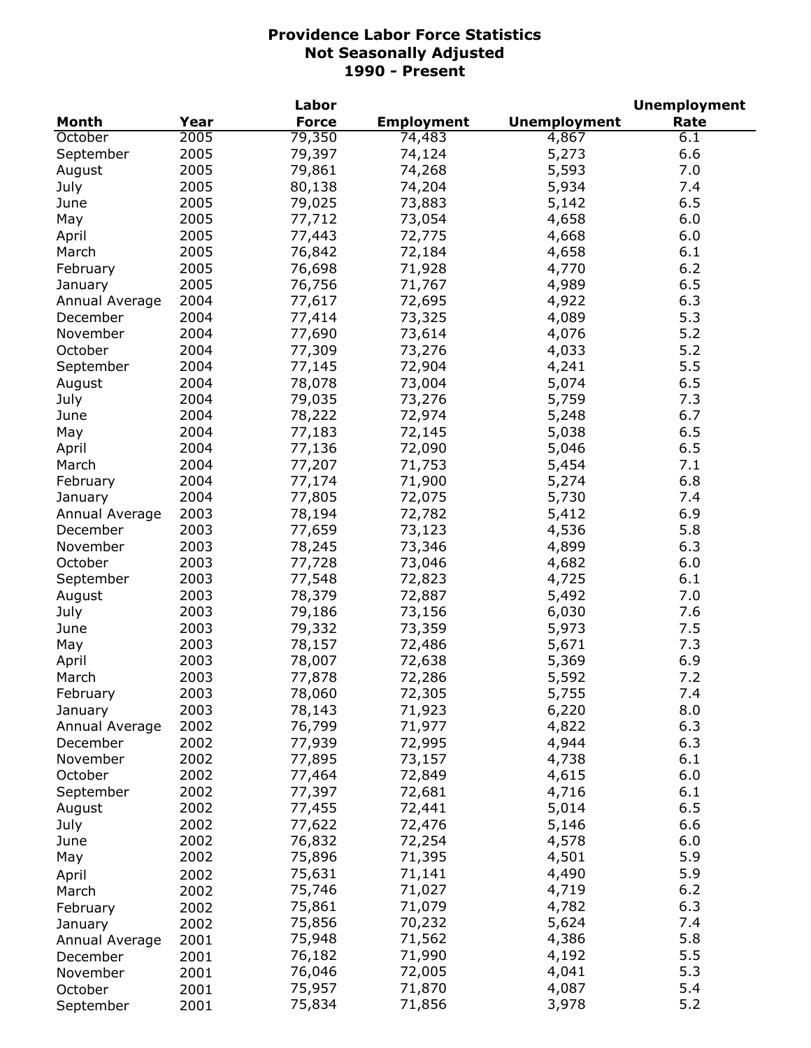# Providence Labor Force Statistics
## Not Seasonally Adjusted
## 1990 - Present

| Month | Year | Labor Force | Employment | Unemployment | Unemployment Rate |
|---|---|---|---|---|---|
| October | 2005 | 79,350 | 74,483 | 4,867 | 6.1 |
| September | 2005 | 79,397 | 74,124 | 5,273 | 6.6 |
| August | 2005 | 79,861 | 74,268 | 5,593 | 7.0 |
| July | 2005 | 80,138 | 74,204 | 5,934 | 7.4 |
| June | 2005 | 79,025 | 73,883 | 5,142 | 6.5 |
| May | 2005 | 77,712 | 73,054 | 4,658 | 6.0 |
| April | 2005 | 77,443 | 72,775 | 4,668 | 6.0 |
| March | 2005 | 76,842 | 72,184 | 4,658 | 6.1 |
| February | 2005 | 76,698 | 71,928 | 4,770 | 6.2 |
| January | 2005 | 76,756 | 71,767 | 4,989 | 6.5 |
| Annual Average | 2004 | 77,617 | 72,695 | 4,922 | 6.3 |
| December | 2004 | 77,414 | 73,325 | 4,089 | 5.3 |
| November | 2004 | 77,690 | 73,614 | 4,076 | 5.2 |
| October | 2004 | 77,309 | 73,276 | 4,033 | 5.2 |
| September | 2004 | 77,145 | 72,904 | 4,241 | 5.5 |
| August | 2004 | 78,078 | 73,004 | 5,074 | 6.5 |
| July | 2004 | 79,035 | 73,276 | 5,759 | 7.3 |
| June | 2004 | 78,222 | 72,974 | 5,248 | 6.7 |
| May | 2004 | 77,183 | 72,145 | 5,038 | 6.5 |
| April | 2004 | 77,136 | 72,090 | 5,046 | 6.5 |
| March | 2004 | 77,207 | 71,753 | 5,454 | 7.1 |
| February | 2004 | 77,174 | 71,900 | 5,274 | 6.8 |
| January | 2004 | 77,805 | 72,075 | 5,730 | 7.4 |
| Annual Average | 2003 | 78,194 | 72,782 | 5,412 | 6.9 |
| December | 2003 | 77,659 | 73,123 | 4,536 | 5.8 |
| November | 2003 | 78,245 | 73,346 | 4,899 | 6.3 |
| October | 2003 | 77,728 | 73,046 | 4,682 | 6.0 |
| September | 2003 | 77,548 | 72,823 | 4,725 | 6.1 |
| August | 2003 | 78,379 | 72,887 | 5,492 | 7.0 |
| July | 2003 | 79,186 | 73,156 | 6,030 | 7.6 |
| June | 2003 | 79,332 | 73,359 | 5,973 | 7.5 |
| May | 2003 | 78,157 | 72,486 | 5,671 | 7.3 |
| April | 2003 | 78,007 | 72,638 | 5,369 | 6.9 |
| March | 2003 | 77,878 | 72,286 | 5,592 | 7.2 |
| February | 2003 | 78,060 | 72,305 | 5,755 | 7.4 |
| January | 2003 | 78,143 | 71,923 | 6,220 | 8.0 |
| Annual Average | 2002 | 76,799 | 71,977 | 4,822 | 6.3 |
| December | 2002 | 77,939 | 72,995 | 4,944 | 6.3 |
| November | 2002 | 77,895 | 73,157 | 4,738 | 6.1 |
| October | 2002 | 77,464 | 72,849 | 4,615 | 6.0 |
| September | 2002 | 77,397 | 72,681 | 4,716 | 6.1 |
| August | 2002 | 77,455 | 72,441 | 5,014 | 6.5 |
| July | 2002 | 77,622 | 72,476 | 5,146 | 6.6 |
| June | 2002 | 76,832 | 72,254 | 4,578 | 6.0 |
| May | 2002 | 75,896 | 71,395 | 4,501 | 5.9 |
| April | 2002 | 75,631 | 71,141 | 4,490 | 5.9 |
| March | 2002 | 75,746 | 71,027 | 4,719 | 6.2 |
| February | 2002 | 75,861 | 71,079 | 4,782 | 6.3 |
| January | 2002 | 75,856 | 70,232 | 5,624 | 7.4 |
| Annual Average | 2001 | 75,948 | 71,562 | 4,386 | 5.8 |
| December | 2001 | 76,182 | 71,990 | 4,192 | 5.5 |
| November | 2001 | 76,046 | 72,005 | 4,041 | 5.3 |
| October | 2001 | 75,957 | 71,870 | 4,087 | 5.4 |
| September | 2001 | 75,834 | 71,856 | 3,978 | 5.2 |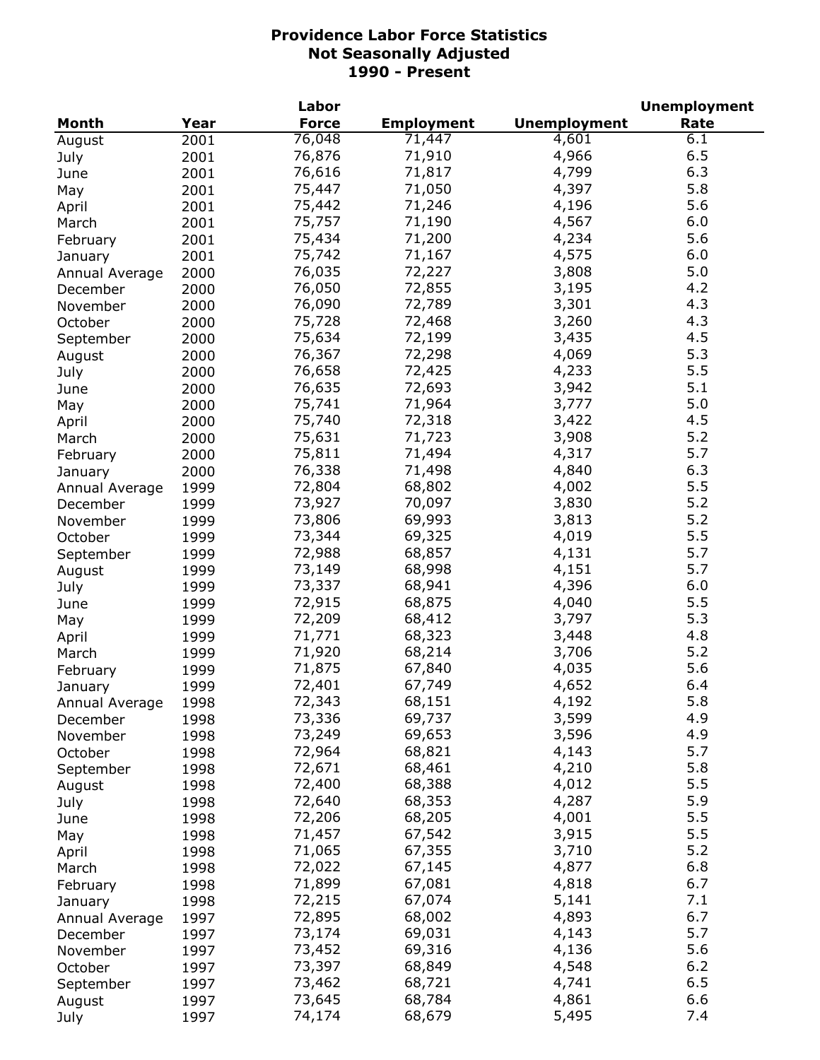**Providence Labor Force Statistics**
**Not Seasonally Adjusted**
**1990 - Present**

| Month | Year | Labor Force | Employment | Unemployment | Unemployment Rate |
|---|---|---|---|---|---|
| August | 2001 | 76,048 | 71,447 | 4,601 | 6.1 |
| July | 2001 | 76,876 | 71,910 | 4,966 | 6.5 |
| June | 2001 | 76,616 | 71,817 | 4,799 | 6.3 |
| May | 2001 | 75,447 | 71,050 | 4,397 | 5.8 |
| April | 2001 | 75,442 | 71,246 | 4,196 | 5.6 |
| March | 2001 | 75,757 | 71,190 | 4,567 | 6.0 |
| February | 2001 | 75,434 | 71,200 | 4,234 | 5.6 |
| January | 2001 | 75,742 | 71,167 | 4,575 | 6.0 |
| Annual Average | 2000 | 76,035 | 72,227 | 3,808 | 5.0 |
| December | 2000 | 76,050 | 72,855 | 3,195 | 4.2 |
| November | 2000 | 76,090 | 72,789 | 3,301 | 4.3 |
| October | 2000 | 75,728 | 72,468 | 3,260 | 4.3 |
| September | 2000 | 75,634 | 72,199 | 3,435 | 4.5 |
| August | 2000 | 76,367 | 72,298 | 4,069 | 5.3 |
| July | 2000 | 76,658 | 72,425 | 4,233 | 5.5 |
| June | 2000 | 76,635 | 72,693 | 3,942 | 5.1 |
| May | 2000 | 75,741 | 71,964 | 3,777 | 5.0 |
| April | 2000 | 75,740 | 72,318 | 3,422 | 4.5 |
| March | 2000 | 75,631 | 71,723 | 3,908 | 5.2 |
| February | 2000 | 75,811 | 71,494 | 4,317 | 5.7 |
| January | 2000 | 76,338 | 71,498 | 4,840 | 6.3 |
| Annual Average | 1999 | 72,804 | 68,802 | 4,002 | 5.5 |
| December | 1999 | 73,927 | 70,097 | 3,830 | 5.2 |
| November | 1999 | 73,806 | 69,993 | 3,813 | 5.2 |
| October | 1999 | 73,344 | 69,325 | 4,019 | 5.5 |
| September | 1999 | 72,988 | 68,857 | 4,131 | 5.7 |
| August | 1999 | 73,149 | 68,998 | 4,151 | 5.7 |
| July | 1999 | 73,337 | 68,941 | 4,396 | 6.0 |
| June | 1999 | 72,915 | 68,875 | 4,040 | 5.5 |
| May | 1999 | 72,209 | 68,412 | 3,797 | 5.3 |
| April | 1999 | 71,771 | 68,323 | 3,448 | 4.8 |
| March | 1999 | 71,920 | 68,214 | 3,706 | 5.2 |
| February | 1999 | 71,875 | 67,840 | 4,035 | 5.6 |
| January | 1999 | 72,401 | 67,749 | 4,652 | 6.4 |
| Annual Average | 1998 | 72,343 | 68,151 | 4,192 | 5.8 |
| December | 1998 | 73,336 | 69,737 | 3,599 | 4.9 |
| November | 1998 | 73,249 | 69,653 | 3,596 | 4.9 |
| October | 1998 | 72,964 | 68,821 | 4,143 | 5.7 |
| September | 1998 | 72,671 | 68,461 | 4,210 | 5.8 |
| August | 1998 | 72,400 | 68,388 | 4,012 | 5.5 |
| July | 1998 | 72,640 | 68,353 | 4,287 | 5.9 |
| June | 1998 | 72,206 | 68,205 | 4,001 | 5.5 |
| May | 1998 | 71,457 | 67,542 | 3,915 | 5.5 |
| April | 1998 | 71,065 | 67,355 | 3,710 | 5.2 |
| March | 1998 | 72,022 | 67,145 | 4,877 | 6.8 |
| February | 1998 | 71,899 | 67,081 | 4,818 | 6.7 |
| January | 1998 | 72,215 | 67,074 | 5,141 | 7.1 |
| Annual Average | 1997 | 72,895 | 68,002 | 4,893 | 6.7 |
| December | 1997 | 73,174 | 69,031 | 4,143 | 5.7 |
| November | 1997 | 73,452 | 69,316 | 4,136 | 5.6 |
| October | 1997 | 73,397 | 68,849 | 4,548 | 6.2 |
| September | 1997 | 73,462 | 68,721 | 4,741 | 6.5 |
| August | 1997 | 73,645 | 68,784 | 4,861 | 6.6 |
| July | 1997 | 74,174 | 68,679 | 5,495 | 7.4 |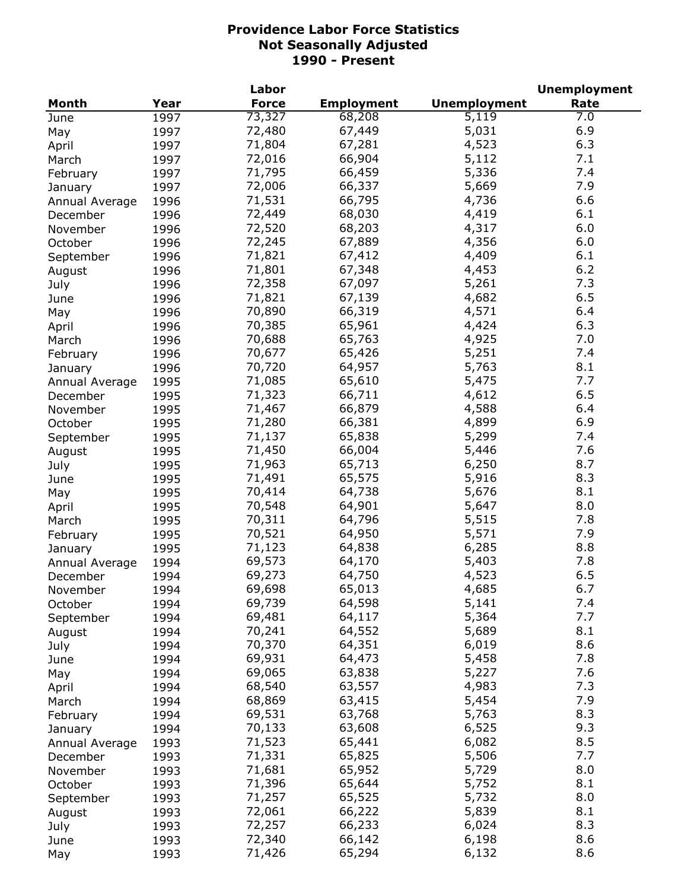# Providence Labor Force Statistics
## Not Seasonally Adjusted
## 1990 - Present

| Month | Year | Labor Force | Employment | Unemployment | Unemployment Rate |
|---|---|---|---|---|---|
| June | 1997 | 73,327 | 68,208 | 5,119 | 7.0 |
| May | 1997 | 72,480 | 67,449 | 5,031 | 6.9 |
| April | 1997 | 71,804 | 67,281 | 4,523 | 6.3 |
| March | 1997 | 72,016 | 66,904 | 5,112 | 7.1 |
| February | 1997 | 71,795 | 66,459 | 5,336 | 7.4 |
| January | 1997 | 72,006 | 66,337 | 5,669 | 7.9 |
| Annual Average | 1996 | 71,531 | 66,795 | 4,736 | 6.6 |
| December | 1996 | 72,449 | 68,030 | 4,419 | 6.1 |
| November | 1996 | 72,520 | 68,203 | 4,317 | 6.0 |
| October | 1996 | 72,245 | 67,889 | 4,356 | 6.0 |
| September | 1996 | 71,821 | 67,412 | 4,409 | 6.1 |
| August | 1996 | 71,801 | 67,348 | 4,453 | 6.2 |
| July | 1996 | 72,358 | 67,097 | 5,261 | 7.3 |
| June | 1996 | 71,821 | 67,139 | 4,682 | 6.5 |
| May | 1996 | 70,890 | 66,319 | 4,571 | 6.4 |
| April | 1996 | 70,385 | 65,961 | 4,424 | 6.3 |
| March | 1996 | 70,688 | 65,763 | 4,925 | 7.0 |
| February | 1996 | 70,677 | 65,426 | 5,251 | 7.4 |
| January | 1996 | 70,720 | 64,957 | 5,763 | 8.1 |
| Annual Average | 1995 | 71,085 | 65,610 | 5,475 | 7.7 |
| December | 1995 | 71,323 | 66,711 | 4,612 | 6.5 |
| November | 1995 | 71,467 | 66,879 | 4,588 | 6.4 |
| October | 1995 | 71,280 | 66,381 | 4,899 | 6.9 |
| September | 1995 | 71,137 | 65,838 | 5,299 | 7.4 |
| August | 1995 | 71,450 | 66,004 | 5,446 | 7.6 |
| July | 1995 | 71,963 | 65,713 | 6,250 | 8.7 |
| June | 1995 | 71,491 | 65,575 | 5,916 | 8.3 |
| May | 1995 | 70,414 | 64,738 | 5,676 | 8.1 |
| April | 1995 | 70,548 | 64,901 | 5,647 | 8.0 |
| March | 1995 | 70,311 | 64,796 | 5,515 | 7.8 |
| February | 1995 | 70,521 | 64,950 | 5,571 | 7.9 |
| January | 1995 | 71,123 | 64,838 | 6,285 | 8.8 |
| Annual Average | 1994 | 69,573 | 64,170 | 5,403 | 7.8 |
| December | 1994 | 69,273 | 64,750 | 4,523 | 6.5 |
| November | 1994 | 69,698 | 65,013 | 4,685 | 6.7 |
| October | 1994 | 69,739 | 64,598 | 5,141 | 7.4 |
| September | 1994 | 69,481 | 64,117 | 5,364 | 7.7 |
| August | 1994 | 70,241 | 64,552 | 5,689 | 8.1 |
| July | 1994 | 70,370 | 64,351 | 6,019 | 8.6 |
| June | 1994 | 69,931 | 64,473 | 5,458 | 7.8 |
| May | 1994 | 69,065 | 63,838 | 5,227 | 7.6 |
| April | 1994 | 68,540 | 63,557 | 4,983 | 7.3 |
| March | 1994 | 68,869 | 63,415 | 5,454 | 7.9 |
| February | 1994 | 69,531 | 63,768 | 5,763 | 8.3 |
| January | 1994 | 70,133 | 63,608 | 6,525 | 9.3 |
| Annual Average | 1993 | 71,523 | 65,441 | 6,082 | 8.5 |
| December | 1993 | 71,331 | 65,825 | 5,506 | 7.7 |
| November | 1993 | 71,681 | 65,952 | 5,729 | 8.0 |
| October | 1993 | 71,396 | 65,644 | 5,752 | 8.1 |
| September | 1993 | 71,257 | 65,525 | 5,732 | 8.0 |
| August | 1993 | 72,061 | 66,222 | 5,839 | 8.1 |
| July | 1993 | 72,257 | 66,233 | 6,024 | 8.3 |
| June | 1993 | 72,340 | 66,142 | 6,198 | 8.6 |
| May | 1993 | 71,426 | 65,294 | 6,132 | 8.6 |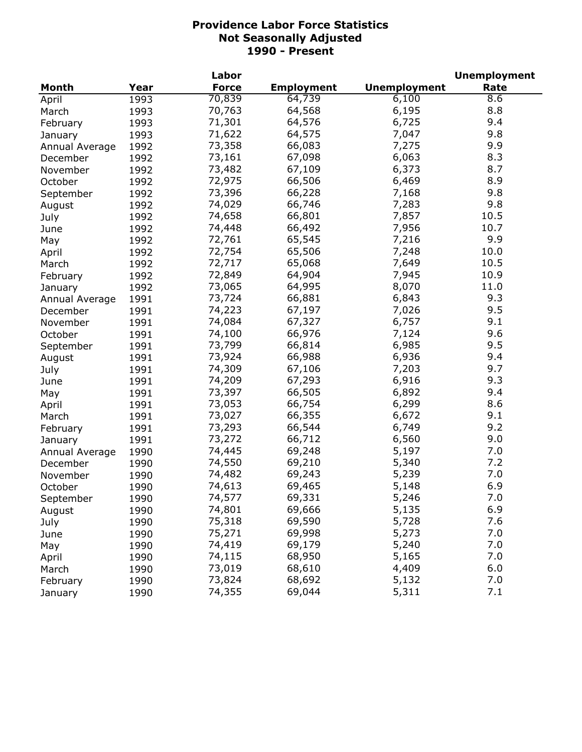**Providence Labor Force Statistics**
**Not Seasonally Adjusted**
**1990 - Present**

| Month | Year | Labor Force | Employment | Unemployment | Unemployment Rate |
|---|---|---|---|---|---|
| April | 1993 | 70,839 | 64,739 | 6,100 | 8.6 |
| March | 1993 | 70,763 | 64,568 | 6,195 | 8.8 |
| February | 1993 | 71,301 | 64,576 | 6,725 | 9.4 |
| January | 1993 | 71,622 | 64,575 | 7,047 | 9.8 |
| Annual Average | 1992 | 73,358 | 66,083 | 7,275 | 9.9 |
| December | 1992 | 73,161 | 67,098 | 6,063 | 8.3 |
| November | 1992 | 73,482 | 67,109 | 6,373 | 8.7 |
| October | 1992 | 72,975 | 66,506 | 6,469 | 8.9 |
| September | 1992 | 73,396 | 66,228 | 7,168 | 9.8 |
| August | 1992 | 74,029 | 66,746 | 7,283 | 9.8 |
| July | 1992 | 74,658 | 66,801 | 7,857 | 10.5 |
| June | 1992 | 74,448 | 66,492 | 7,956 | 10.7 |
| May | 1992 | 72,761 | 65,545 | 7,216 | 9.9 |
| April | 1992 | 72,754 | 65,506 | 7,248 | 10.0 |
| March | 1992 | 72,717 | 65,068 | 7,649 | 10.5 |
| February | 1992 | 72,849 | 64,904 | 7,945 | 10.9 |
| January | 1992 | 73,065 | 64,995 | 8,070 | 11.0 |
| Annual Average | 1991 | 73,724 | 66,881 | 6,843 | 9.3 |
| December | 1991 | 74,223 | 67,197 | 7,026 | 9.5 |
| November | 1991 | 74,084 | 67,327 | 6,757 | 9.1 |
| October | 1991 | 74,100 | 66,976 | 7,124 | 9.6 |
| September | 1991 | 73,799 | 66,814 | 6,985 | 9.5 |
| August | 1991 | 73,924 | 66,988 | 6,936 | 9.4 |
| July | 1991 | 74,309 | 67,106 | 7,203 | 9.7 |
| June | 1991 | 74,209 | 67,293 | 6,916 | 9.3 |
| May | 1991 | 73,397 | 66,505 | 6,892 | 9.4 |
| April | 1991 | 73,053 | 66,754 | 6,299 | 8.6 |
| March | 1991 | 73,027 | 66,355 | 6,672 | 9.1 |
| February | 1991 | 73,293 | 66,544 | 6,749 | 9.2 |
| January | 1991 | 73,272 | 66,712 | 6,560 | 9.0 |
| Annual Average | 1990 | 74,445 | 69,248 | 5,197 | 7.0 |
| December | 1990 | 74,550 | 69,210 | 5,340 | 7.2 |
| November | 1990 | 74,482 | 69,243 | 5,239 | 7.0 |
| October | 1990 | 74,613 | 69,465 | 5,148 | 6.9 |
| September | 1990 | 74,577 | 69,331 | 5,246 | 7.0 |
| August | 1990 | 74,801 | 69,666 | 5,135 | 6.9 |
| July | 1990 | 75,318 | 69,590 | 5,728 | 7.6 |
| June | 1990 | 75,271 | 69,998 | 5,273 | 7.0 |
| May | 1990 | 74,419 | 69,179 | 5,240 | 7.0 |
| April | 1990 | 74,115 | 68,950 | 5,165 | 7.0 |
| March | 1990 | 73,019 | 68,610 | 4,409 | 6.0 |
| February | 1990 | 73,824 | 68,692 | 5,132 | 7.0 |
| January | 1990 | 74,355 | 69,044 | 5,311 | 7.1 |